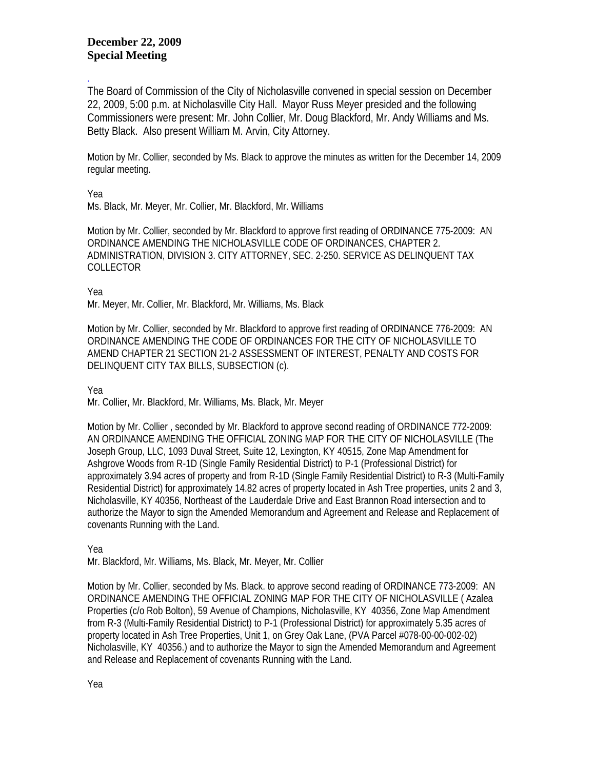**December 22, 2009**
**Special Meeting**

.

The Board of Commission of the City of Nicholasville convened in special session on December 22, 2009, 5:00 p.m. at Nicholasville City Hall. Mayor Russ Meyer presided and the following Commissioners were present: Mr. John Collier, Mr. Doug Blackford, Mr. Andy Williams and Ms. Betty Black. Also present William M. Arvin, City Attorney.

Motion by Mr. Collier, seconded by Ms. Black to approve the minutes as written for the December 14, 2009 regular meeting.

Yea
Ms. Black, Mr. Meyer, Mr. Collier, Mr. Blackford, Mr. Williams

Motion by Mr. Collier, seconded by Mr. Blackford to approve first reading of ORDINANCE 775-2009: AN ORDINANCE AMENDING THE NICHOLASVILLE CODE OF ORDINANCES, CHAPTER 2. ADMINISTRATION, DIVISION 3. CITY ATTORNEY, SEC. 2-250. SERVICE AS DELINQUENT TAX COLLECTOR

Yea
Mr. Meyer, Mr. Collier, Mr. Blackford, Mr. Williams, Ms. Black

Motion by Mr. Collier, seconded by Mr. Blackford to approve first reading of ORDINANCE 776-2009: AN ORDINANCE AMENDING THE CODE OF ORDINANCES FOR THE CITY OF NICHOLASVILLE TO AMEND CHAPTER 21 SECTION 21-2 ASSESSMENT OF INTEREST, PENALTY AND COSTS FOR DELINQUENT CITY TAX BILLS, SUBSECTION (c).

Yea
Mr. Collier, Mr. Blackford, Mr. Williams, Ms. Black, Mr. Meyer

Motion by Mr. Collier , seconded by Mr. Blackford to approve second reading of ORDINANCE 772-2009: AN ORDINANCE AMENDING THE OFFICIAL ZONING MAP FOR THE CITY OF NICHOLASVILLE (The Joseph Group, LLC, 1093 Duval Street, Suite 12, Lexington, KY 40515, Zone Map Amendment for Ashgrove Woods from R-1D (Single Family Residential District) to P-1 (Professional District) for approximately 3.94 acres of property and from R-1D (Single Family Residential District) to R-3 (Multi-Family Residential District) for approximately 14.82 acres of property located in Ash Tree properties, units 2 and 3, Nicholasville, KY 40356, Northeast of the Lauderdale Drive and East Brannon Road intersection and to authorize the Mayor to sign the Amended Memorandum and Agreement and Release and Replacement of covenants Running with the Land.

Yea
Mr. Blackford, Mr. Williams, Ms. Black, Mr. Meyer, Mr. Collier

Motion by Mr. Collier, seconded by Ms. Black. to approve second reading of ORDINANCE 773-2009: AN ORDINANCE AMENDING THE OFFICIAL ZONING MAP FOR THE CITY OF NICHOLASVILLE ( Azalea Properties (c/o Rob Bolton), 59 Avenue of Champions, Nicholasville, KY 40356, Zone Map Amendment from R-3 (Multi-Family Residential District) to P-1 (Professional District) for approximately 5.35 acres of property located in Ash Tree Properties, Unit 1, on Grey Oak Lane, (PVA Parcel #078-00-00-002-02) Nicholasville, KY 40356.) and to authorize the Mayor to sign the Amended Memorandum and Agreement and Release and Replacement of covenants Running with the Land.

Yea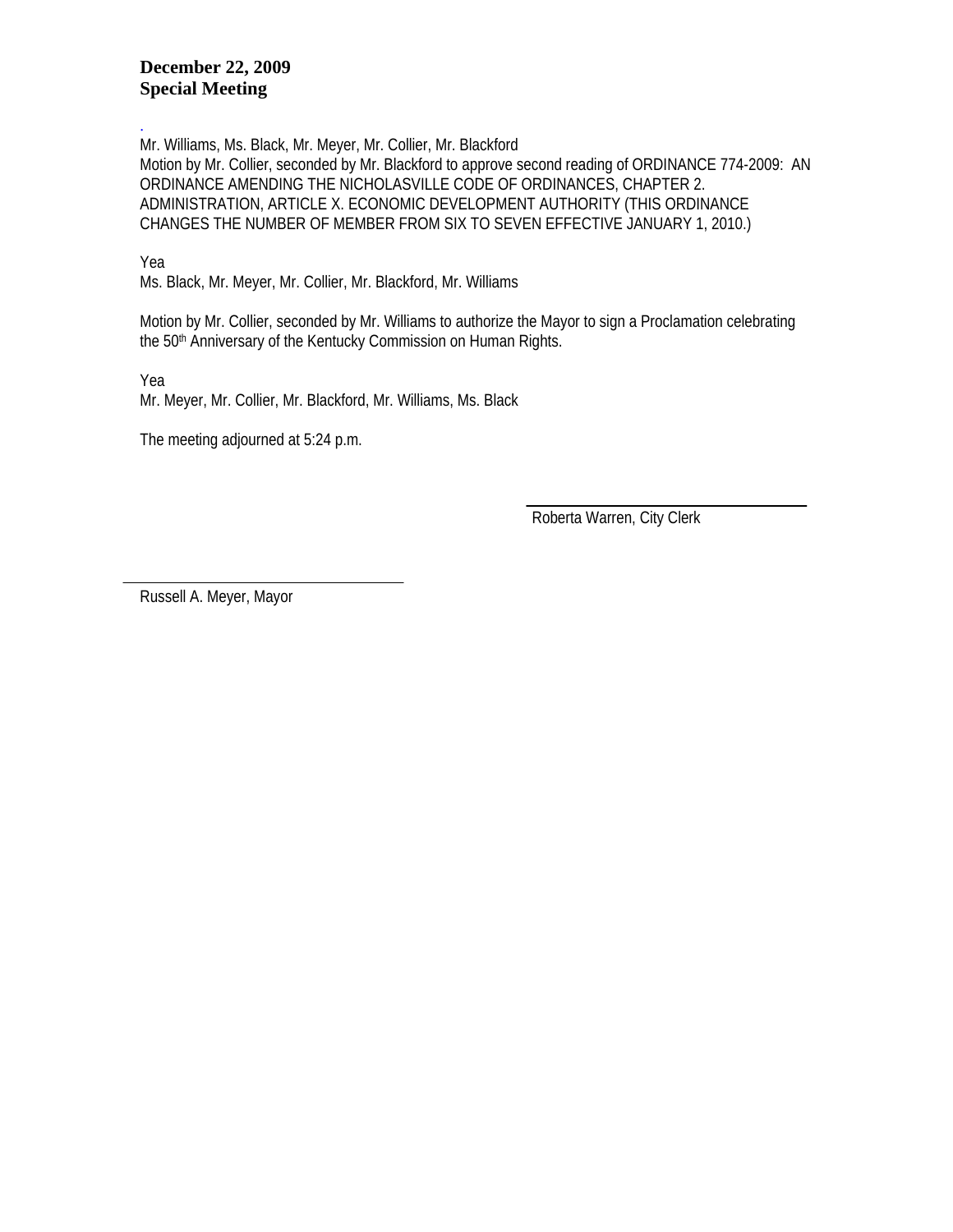**December 22, 2009**
**Special Meeting**

.
Mr. Williams, Ms. Black, Mr. Meyer, Mr. Collier, Mr. Blackford
Motion by Mr. Collier, seconded by Mr. Blackford to approve second reading of ORDINANCE 774-2009: AN ORDINANCE AMENDING THE NICHOLASVILLE CODE OF ORDINANCES, CHAPTER 2. ADMINISTRATION, ARTICLE X. ECONOMIC DEVELOPMENT AUTHORITY (THIS ORDINANCE CHANGES THE NUMBER OF MEMBER FROM SIX TO SEVEN EFFECTIVE JANUARY 1, 2010.)

Yea
Ms. Black, Mr. Meyer, Mr. Collier, Mr. Blackford, Mr. Williams

Motion by Mr. Collier, seconded by Mr. Williams to authorize the Mayor to sign a Proclamation celebrating the 50th Anniversary of the Kentucky Commission on Human Rights.

Yea
Mr. Meyer, Mr. Collier, Mr. Blackford, Mr. Williams, Ms. Black

The meeting adjourned at 5:24 p.m.

\_\_\_\_\_\_\_\_\_\_\_\_\_\_\_\_\_\_\_\_\_\_\_\_\_\_\_\_\_\_
Roberta Warren, City Clerk

\_\_\_\_\_\_\_\_\_\_\_\_\_\_\_\_\_\_\_\_\_\_\_\_\_\_\_\_\_\_
Russell A. Meyer, Mayor